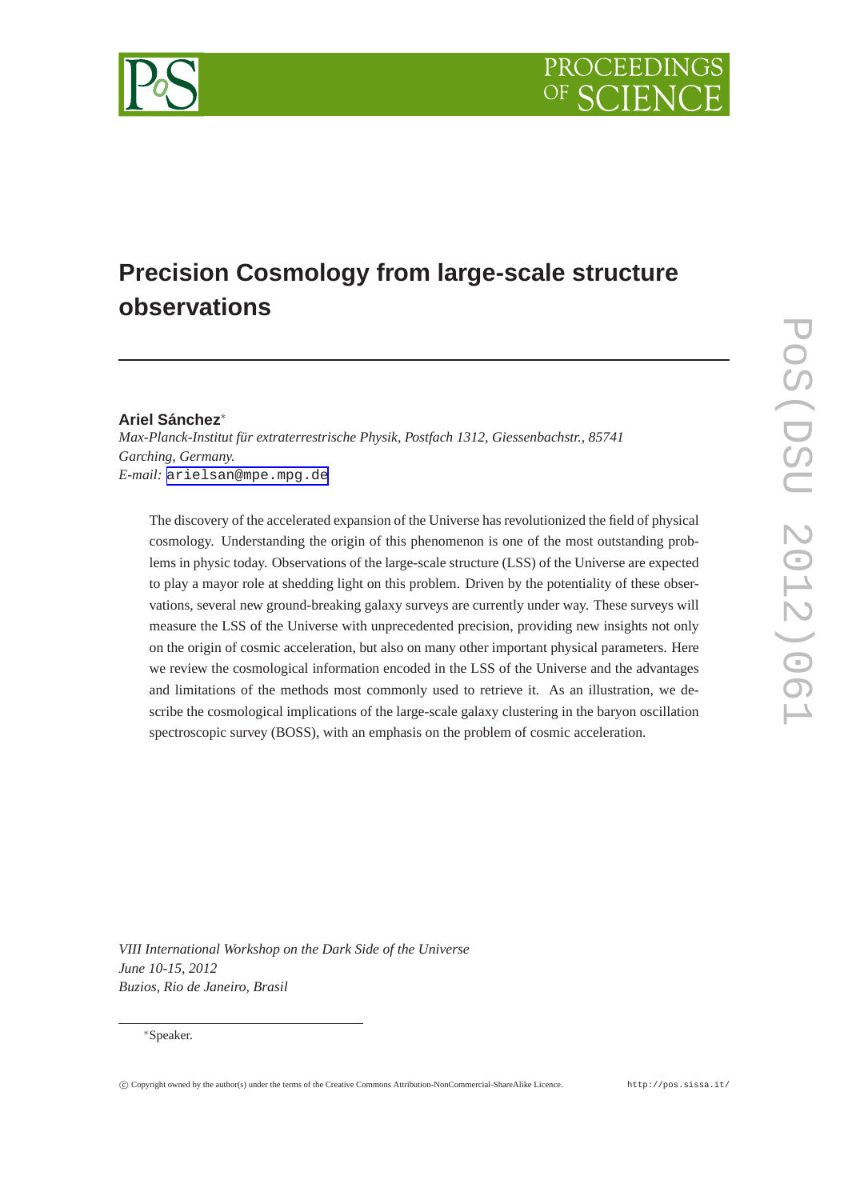# Precision Cosmology from large-scale structure observations

**Ariel Sánchez***

*Max-Planck-Institut für extraterrestrische Physik, Postfach 1312, Giessenbachstr., 85741 Garching, Germany.*

*E-mail:* arielsan@mpe.mpg.de

The discovery of the accelerated expansion of the Universe has revolutionized the field of physical cosmology. Understanding the origin of this phenomenon is one of the most outstanding problems in physic today. Observations of the large-scale structure (LSS) of the Universe are expected to play a mayor role at shedding light on this problem. Driven by the potentiality of these observations, several new ground-breaking galaxy surveys are currently under way. These surveys will measure the LSS of the Universe with unprecedented precision, providing new insights not only on the origin of cosmic acceleration, but also on many other important physical parameters. Here we review the cosmological information encoded in the LSS of the Universe and the advantages and limitations of the methods most commonly used to retrieve it. As an illustration, we describe the cosmological implications of the large-scale galaxy clustering in the baryon oscillation spectroscopic survey (BOSS), with an emphasis on the problem of cosmic acceleration.

*VIII International Workshop on the Dark Side of the Universe*
*June 10-15, 2012*
*Buzios, Rio de Janeiro, Brasil*

*Speaker.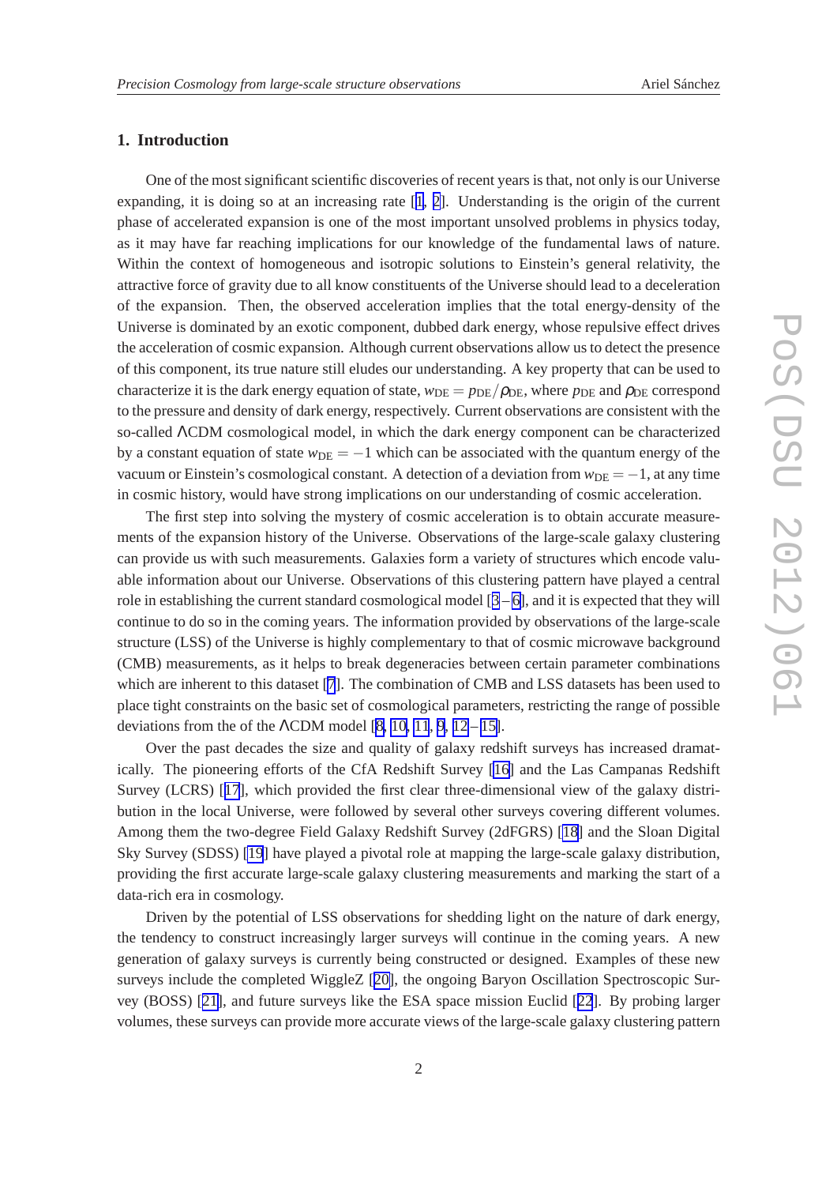## 1. Introduction

One of the most significant scientific discoveries of recent years is that, not only is our Universe expanding, it is doing so at an increasing rate [1, 2]. Understanding is the origin of the current phase of accelerated expansion is one of the most important unsolved problems in physics today, as it may have far reaching implications for our knowledge of the fundamental laws of nature. Within the context of homogeneous and isotropic solutions to Einstein's general relativity, the attractive force of gravity due to all know constituents of the Universe should lead to a deceleration of the expansion. Then, the observed acceleration implies that the total energy-density of the Universe is dominated by an exotic component, dubbed dark energy, whose repulsive effect drives the acceleration of cosmic expansion. Although current observations allow us to detect the presence of this component, its true nature still eludes our understanding. A key property that can be used to characterize it is the dark energy equation of state, $w_{\rm DE} = p_{\rm DE}/\rho_{\rm DE}$, where $p_{\rm DE}$ and $\rho_{\rm DE}$ correspond to the pressure and density of dark energy, respectively. Current observations are consistent with the so-called $\Lambda$CDM cosmological model, in which the dark energy component can be characterized by a constant equation of state $w_{\rm DE} = -1$ which can be associated with the quantum energy of the vacuum or Einstein's cosmological constant. A detection of a deviation from $w_{\rm DE} = -1$, at any time in cosmic history, would have strong implications on our understanding of cosmic acceleration.

The first step into solving the mystery of cosmic acceleration is to obtain accurate measurements of the expansion history of the Universe. Observations of the large-scale galaxy clustering can provide us with such measurements. Galaxies form a variety of structures which encode valuable information about our Universe. Observations of this clustering pattern have played a central role in establishing the current standard cosmological model [3–6], and it is expected that they will continue to do so in the coming years. The information provided by observations of the large-scale structure (LSS) of the Universe is highly complementary to that of cosmic microwave background (CMB) measurements, as it helps to break degeneracies between certain parameter combinations which are inherent to this dataset [7]. The combination of CMB and LSS datasets has been used to place tight constraints on the basic set of cosmological parameters, restricting the range of possible deviations from the of the $\Lambda$CDM model [8, 10, 11, 9, 12–15].

Over the past decades the size and quality of galaxy redshift surveys has increased dramatically. The pioneering efforts of the CfA Redshift Survey [16] and the Las Campanas Redshift Survey (LCRS) [17], which provided the first clear three-dimensional view of the galaxy distribution in the local Universe, were followed by several other surveys covering different volumes. Among them the two-degree Field Galaxy Redshift Survey (2dFGRS) [18] and the Sloan Digital Sky Survey (SDSS) [19] have played a pivotal role at mapping the large-scale galaxy distribution, providing the first accurate large-scale galaxy clustering measurements and marking the start of a data-rich era in cosmology.

Driven by the potential of LSS observations for shedding light on the nature of dark energy, the tendency to construct increasingly larger surveys will continue in the coming years. A new generation of galaxy surveys is currently being constructed or designed. Examples of these new surveys include the completed WiggleZ [20], the ongoing Baryon Oscillation Spectroscopic Survey (BOSS) [21], and future surveys like the ESA space mission Euclid [22]. By probing larger volumes, these surveys can provide more accurate views of the large-scale galaxy clustering pattern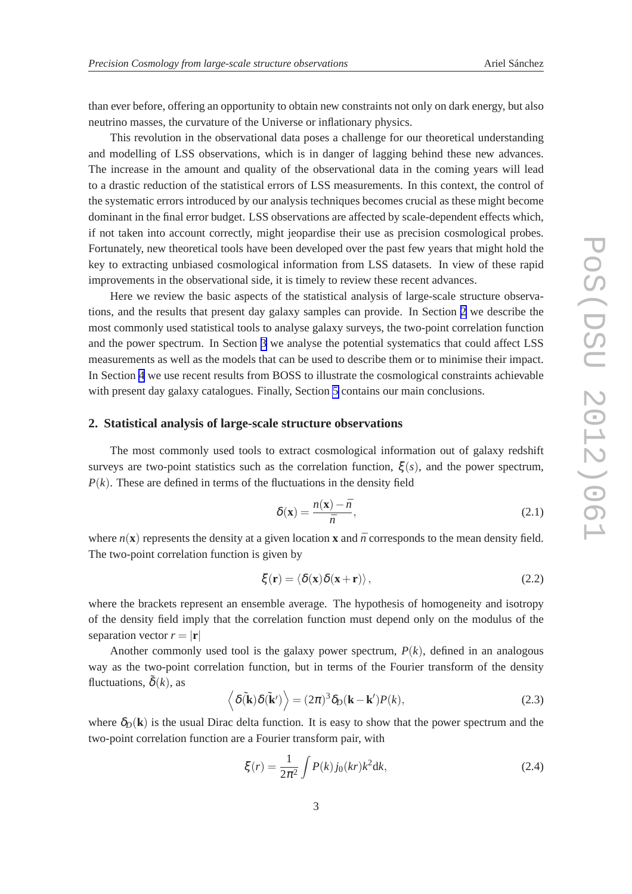than ever before, offering an opportunity to obtain new constraints not only on dark energy, but also neutrino masses, the curvature of the Universe or inflationary physics.

This revolution in the observational data poses a challenge for our theoretical understanding and modelling of LSS observations, which is in danger of lagging behind these new advances. The increase in the amount and quality of the observational data in the coming years will lead to a drastic reduction of the statistical errors of LSS measurements. In this context, the control of the systematic errors introduced by our analysis techniques becomes crucial as these might become dominant in the final error budget. LSS observations are affected by scale-dependent effects which, if not taken into account correctly, might jeopardise their use as precision cosmological probes. Fortunately, new theoretical tools have been developed over the past few years that might hold the key to extracting unbiased cosmological information from LSS datasets. In view of these rapid improvements in the observational side, it is timely to review these recent advances.

Here we review the basic aspects of the statistical analysis of large-scale structure observations, and the results that present day galaxy samples can provide. In Section 2 we describe the most commonly used statistical tools to analyse galaxy surveys, the two-point correlation function and the power spectrum. In Section 3 we analyse the potential systematics that could affect LSS measurements as well as the models that can be used to describe them or to minimise their impact. In Section 4 we use recent results from BOSS to illustrate the cosmological constraints achievable with present day galaxy catalogues. Finally, Section 5 contains our main conclusions.

## 2. Statistical analysis of large-scale structure observations

The most commonly used tools to extract cosmological information out of galaxy redshift surveys are two-point statistics such as the correlation function, $\xi(s)$, and the power spectrum, $P(k)$. These are defined in terms of the fluctuations in the density field

$$\delta(\mathbf{x}) = \frac{n(\mathbf{x}) - \bar{n}}{\bar{n}}, \tag{2.1}$$

where $n(\mathbf{x})$ represents the density at a given location $\mathbf{x}$ and $\bar{n}$ corresponds to the mean density field. The two-point correlation function is given by

$$\xi(\mathbf{r}) = \langle \delta(\mathbf{x})\delta(\mathbf{x}+\mathbf{r}) \rangle, \tag{2.2}$$

where the brackets represent an ensemble average. The hypothesis of homogeneity and isotropy of the density field imply that the correlation function must depend only on the modulus of the separation vector $r = |\mathbf{r}|$

Another commonly used tool is the galaxy power spectrum, $P(k)$, defined in an analogous way as the two-point correlation function, but in terms of the Fourier transform of the density fluctuations, $\tilde{\delta}(k)$, as

$$\left\langle \delta(\tilde{\mathbf{k}})\delta(\tilde{\mathbf{k}}') \right\rangle = (2\pi)^3 \delta_D(\mathbf{k} - \mathbf{k}')P(k), \tag{2.3}$$

where $\delta_D(\mathbf{k})$ is the usual Dirac delta function. It is easy to show that the power spectrum and the two-point correlation function are a Fourier transform pair, with

$$\xi(r) = \frac{1}{2\pi^2} \int P(k)\, j_0(kr) k^2 \mathrm{d}k, \tag{2.4}$$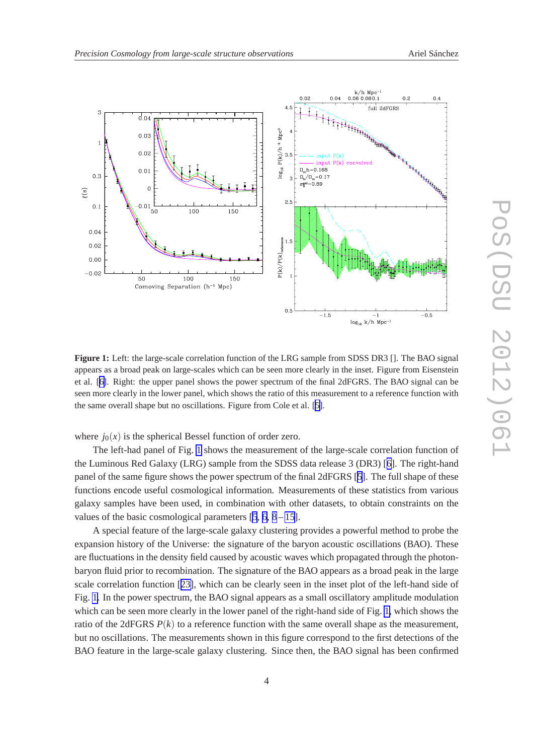**Figure 1:** Left: the large-scale correlation function of the LRG sample from SDSS DR3 []. The BAO signal appears as a broad peak on large-scales which can be seen more clearly in the inset. Figure from Eisenstein et al. [6]. Right: the upper panel shows the power spectrum of the final 2dFGRS. The BAO signal can be seen more clearly in the lower panel, which shows the ratio of this measurement to a reference function with the same overall shape but no oscillations. Figure from Cole et al. [5].

where $j_0(x)$ is the spherical Bessel function of order zero.

The left-had panel of Fig. 1 shows the measurement of the large-scale correlation function of the Luminous Red Galaxy (LRG) sample from the SDSS data release 3 (DR3) [6]. The right-hand panel of the same figure shows the power spectrum of the final 2dFGRS [5]. The full shape of these functions encode useful cosmological information. Measurements of these statistics from various galaxy samples have been used, in combination with other datasets, to obtain constraints on the values of the basic cosmological parameters [5, 6, 8–15].

A special feature of the large-scale galaxy clustering provides a powerful method to probe the expansion history of the Universe: the signature of the baryon acoustic oscillations (BAO). These are fluctuations in the density field caused by acoustic waves which propagated through the photon-baryon fluid prior to recombination. The signature of the BAO appears as a broad peak in the large scale correlation function [23], which can be clearly seen in the inset plot of the left-hand side of Fig. 1. In the power spectrum, the BAO signal appears as a small oscillatory amplitude modulation which can be seen more clearly in the lower panel of the right-hand side of Fig. 1, which shows the ratio of the 2dFGRS $P(k)$ to a reference function with the same overall shape as the measurement, but no oscillations. The measurements shown in this figure correspond to the first detections of the BAO feature in the large-scale galaxy clustering. Since then, the BAO signal has been confirmed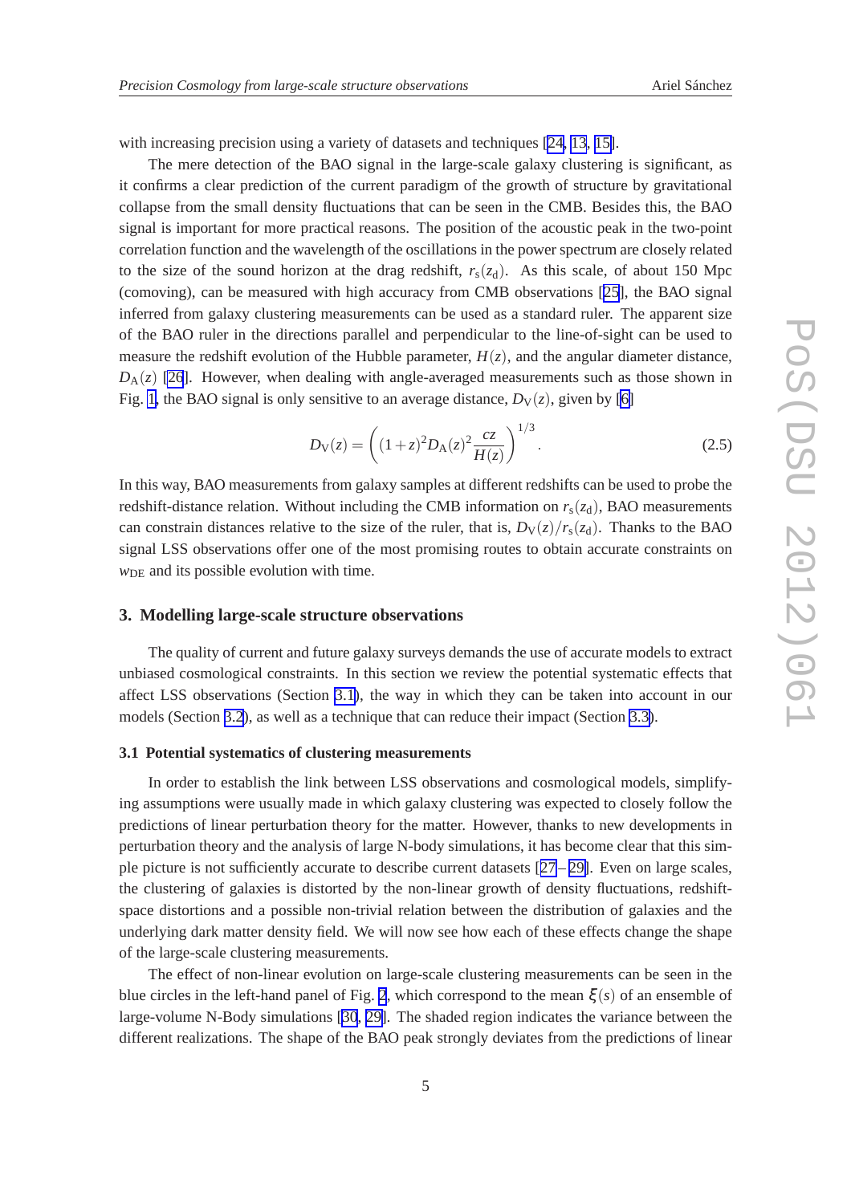with increasing precision using a variety of datasets and techniques [24, 13, 15].

The mere detection of the BAO signal in the large-scale galaxy clustering is significant, as it confirms a clear prediction of the current paradigm of the growth of structure by gravitational collapse from the small density fluctuations that can be seen in the CMB. Besides this, the BAO signal is important for more practical reasons. The position of the acoustic peak in the two-point correlation function and the wavelength of the oscillations in the power spectrum are closely related to the size of the sound horizon at the drag redshift, $r_{\rm s}(z_{\rm d})$. As this scale, of about 150 Mpc (comoving), can be measured with high accuracy from CMB observations [25], the BAO signal inferred from galaxy clustering measurements can be used as a standard ruler. The apparent size of the BAO ruler in the directions parallel and perpendicular to the line-of-sight can be used to measure the redshift evolution of the Hubble parameter, $H(z)$, and the angular diameter distance, $D_{\rm A}(z)$ [26]. However, when dealing with angle-averaged measurements such as those shown in Fig. 1, the BAO signal is only sensitive to an average distance, $D_{\rm V}(z)$, given by [6]

$$D_{\rm V}(z) = \left( (1+z)^2 D_{\rm A}(z)^2 \frac{cz}{H(z)} \right)^{1/3}. \tag{2.5}$$

In this way, BAO measurements from galaxy samples at different redshifts can be used to probe the redshift-distance relation. Without including the CMB information on $r_{\rm s}(z_{\rm d})$, BAO measurements can constrain distances relative to the size of the ruler, that is, $D_{\rm V}(z)/r_{\rm s}(z_{\rm d})$. Thanks to the BAO signal LSS observations offer one of the most promising routes to obtain accurate constraints on $w_{\rm DE}$ and its possible evolution with time.

## 3. Modelling large-scale structure observations

The quality of current and future galaxy surveys demands the use of accurate models to extract unbiased cosmological constraints. In this section we review the potential systematic effects that affect LSS observations (Section 3.1), the way in which they can be taken into account in our models (Section 3.2), as well as a technique that can reduce their impact (Section 3.3).

### 3.1 Potential systematics of clustering measurements

In order to establish the link between LSS observations and cosmological models, simplifying assumptions were usually made in which galaxy clustering was expected to closely follow the predictions of linear perturbation theory for the matter. However, thanks to new developments in perturbation theory and the analysis of large N-body simulations, it has become clear that this simple picture is not sufficiently accurate to describe current datasets [27–29]. Even on large scales, the clustering of galaxies is distorted by the non-linear growth of density fluctuations, redshift-space distortions and a possible non-trivial relation between the distribution of galaxies and the underlying dark matter density field. We will now see how each of these effects change the shape of the large-scale clustering measurements.

The effect of non-linear evolution on large-scale clustering measurements can be seen in the blue circles in the left-hand panel of Fig. 2, which correspond to the mean $\xi(s)$ of an ensemble of large-volume N-Body simulations [30, 29]. The shaded region indicates the variance between the different realizations. The shape of the BAO peak strongly deviates from the predictions of linear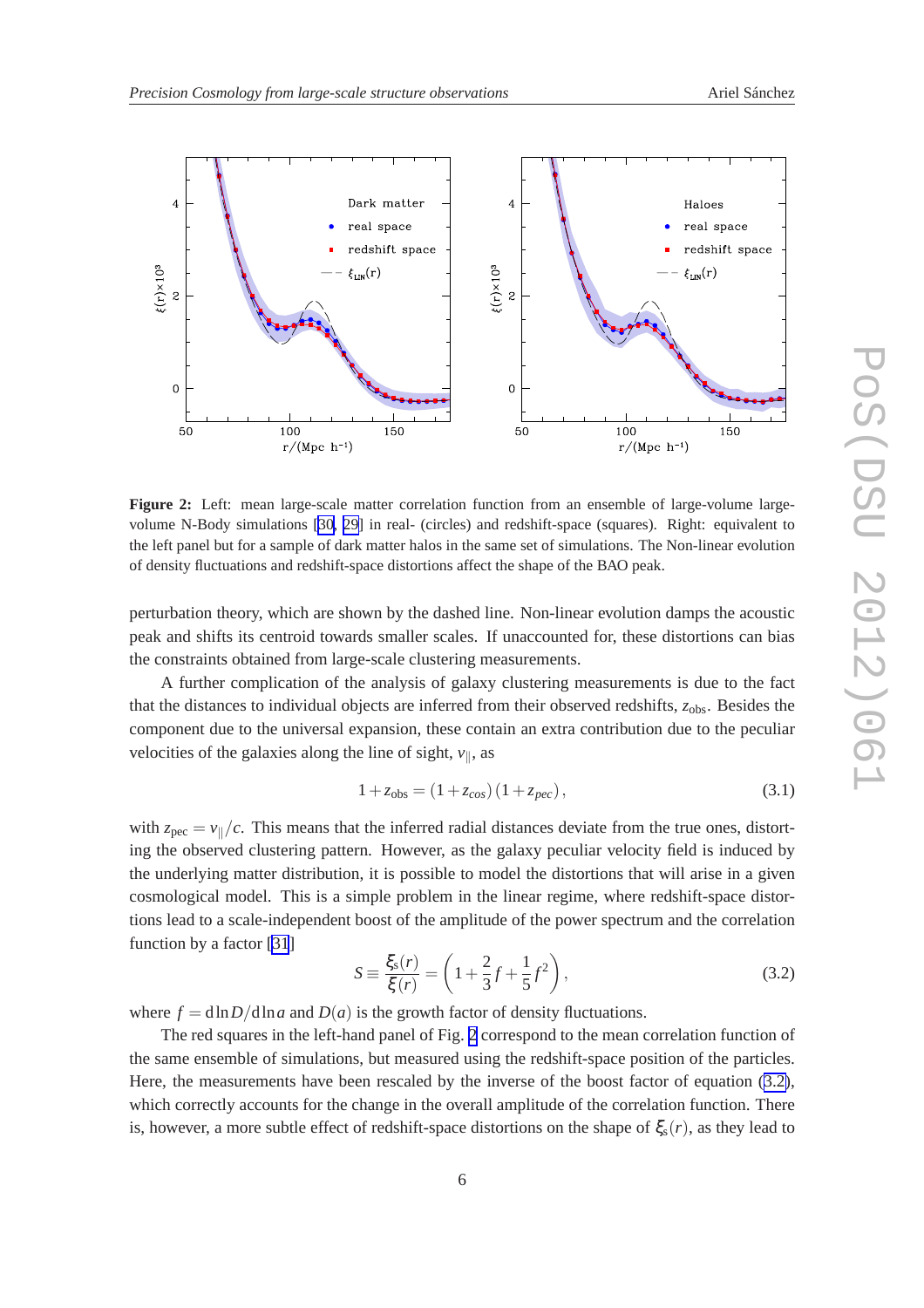**Figure 2:** Left: mean large-scale matter correlation function from an ensemble of large-volume large-volume N-Body simulations [30, 29] in real- (circles) and redshift-space (squares). Right: equivalent to the left panel but for a sample of dark matter halos in the same set of simulations. The Non-linear evolution of density fluctuations and redshift-space distortions affect the shape of the BAO peak.

perturbation theory, which are shown by the dashed line. Non-linear evolution damps the acoustic peak and shifts its centroid towards smaller scales. If unaccounted for, these distortions can bias the constraints obtained from large-scale clustering measurements.

A further complication of the analysis of galaxy clustering measurements is due to the fact that the distances to individual objects are inferred from their observed redshifts, $z_{\rm obs}$. Besides the component due to the universal expansion, these contain an extra contribution due to the peculiar velocities of the galaxies along the line of sight, $v_{\parallel}$, as

$$1+z_{\rm obs} = (1+z_{cos})\,(1+z_{pec})\,, \tag{3.1}$$

with $z_{\rm pec} = v_{\parallel}/c$. This means that the inferred radial distances deviate from the true ones, distorting the observed clustering pattern. However, as the galaxy peculiar velocity field is induced by the underlying matter distribution, it is possible to model the distortions that will arise in a given cosmological model. This is a simple problem in the linear regime, where redshift-space distortions lead to a scale-independent boost of the amplitude of the power spectrum and the correlation function by a factor [31]

$$S \equiv \frac{\xi_{\rm s}(r)}{\xi(r)} = \left(1+\frac{2}{3}f+\frac{1}{5}f^2\right), \tag{3.2}$$

where $f = {\rm d}\ln D/{\rm d}\ln a$ and $D(a)$ is the growth factor of density fluctuations.

The red squares in the left-hand panel of Fig. 2 correspond to the mean correlation function of the same ensemble of simulations, but measured using the redshift-space position of the particles. Here, the measurements have been rescaled by the inverse of the boost factor of equation (3.2), which correctly accounts for the change in the overall amplitude of the correlation function. There is, however, a more subtle effect of redshift-space distortions on the shape of $\xi_{\rm s}(r)$, as they lead to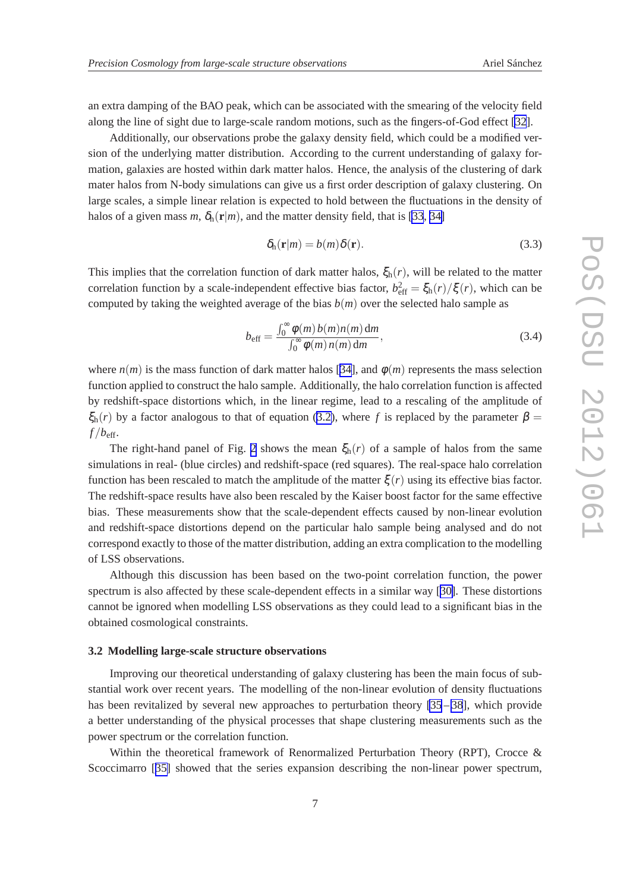an extra damping of the BAO peak, which can be associated with the smearing of the velocity field along the line of sight due to large-scale random motions, such as the fingers-of-God effect [32].

Additionally, our observations probe the galaxy density field, which could be a modified version of the underlying matter distribution. According to the current understanding of galaxy formation, galaxies are hosted within dark matter halos. Hence, the analysis of the clustering of dark mater halos from N-body simulations can give us a first order description of galaxy clustering. On large scales, a simple linear relation is expected to hold between the fluctuations in the density of halos of a given mass $m$, $\delta_{\rm h}(\mathbf{r}|m)$, and the matter density field, that is [33, 34]

$$\delta_{\rm h}(\mathbf{r}|m) = b(m)\delta(\mathbf{r}). \tag{3.3}$$

This implies that the correlation function of dark matter halos, $\xi_{\rm h}(r)$, will be related to the matter correlation function by a scale-independent effective bias factor, $b_{\rm eff}^2 = \xi_{\rm h}(r)/\xi(r)$, which can be computed by taking the weighted average of the bias $b(m)$ over the selected halo sample as

$$b_{\rm eff} = \frac{\int_0^\infty \phi(m)\, b(m) n(m)\, {\rm d}m}{\int_0^\infty \phi(m)\, n(m)\, {\rm d}m}, \tag{3.4}$$

where $n(m)$ is the mass function of dark matter halos [34], and $\phi(m)$ represents the mass selection function applied to construct the halo sample. Additionally, the halo correlation function is affected by redshift-space distortions which, in the linear regime, lead to a rescaling of the amplitude of $\xi_{\rm h}(r)$ by a factor analogous to that of equation (3.2), where $f$ is replaced by the parameter $\beta = f/b_{\rm eff}$.

The right-hand panel of Fig. 2 shows the mean $\xi_{\rm h}(r)$ of a sample of halos from the same simulations in real- (blue circles) and redshift-space (red squares). The real-space halo correlation function has been rescaled to match the amplitude of the matter $\xi(r)$ using its effective bias factor. The redshift-space results have also been rescaled by the Kaiser boost factor for the same effective bias. These measurements show that the scale-dependent effects caused by non-linear evolution and redshift-space distortions depend on the particular halo sample being analysed and do not correspond exactly to those of the matter distribution, adding an extra complication to the modelling of LSS observations.

Although this discussion has been based on the two-point correlation function, the power spectrum is also affected by these scale-dependent effects in a similar way [30]. These distortions cannot be ignored when modelling LSS observations as they could lead to a significant bias in the obtained cosmological constraints.

### 3.2 Modelling large-scale structure observations

Improving our theoretical understanding of galaxy clustering has been the main focus of substantial work over recent years. The modelling of the non-linear evolution of density fluctuations has been revitalized by several new approaches to perturbation theory [35–38], which provide a better understanding of the physical processes that shape clustering measurements such as the power spectrum or the correlation function.

Within the theoretical framework of Renormalized Perturbation Theory (RPT), Crocce & Scoccimarro [35] showed that the series expansion describing the non-linear power spectrum,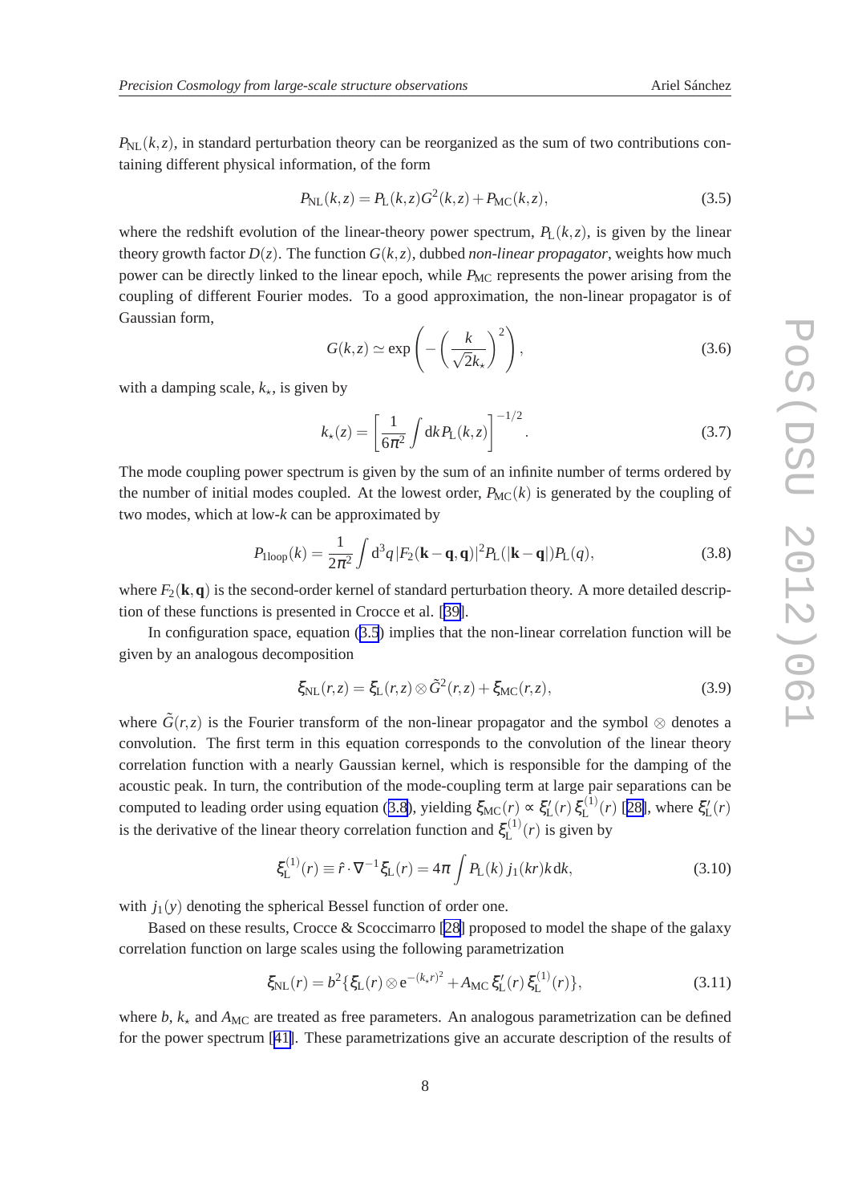$P_{\rm NL}(k,z)$, in standard perturbation theory can be reorganized as the sum of two contributions containing different physical information, of the form

$$P_{\rm NL}(k,z) = P_{\rm L}(k,z)G^2(k,z) + P_{\rm MC}(k,z), \tag{3.5}$$

where the redshift evolution of the linear-theory power spectrum, $P_{\rm L}(k,z)$, is given by the linear theory growth factor $D(z)$. The function $G(k,z)$, dubbed *non-linear propagator*, weights how much power can be directly linked to the linear epoch, while $P_{\rm MC}$ represents the power arising from the coupling of different Fourier modes. To a good approximation, the non-linear propagator is of Gaussian form,

$$G(k,z) \simeq \exp\left(-\left(\frac{k}{\sqrt{2}k_\star}\right)^2\right), \tag{3.6}$$

with a damping scale, $k_\star$, is given by

$$k_\star(z) = \left[\frac{1}{6\pi^2}\int {\rm d}k\, P_{\rm L}(k,z)\right]^{-1/2}. \tag{3.7}$$

The mode coupling power spectrum is given by the sum of an infinite number of terms ordered by the number of initial modes coupled. At the lowest order, $P_{\rm MC}(k)$ is generated by the coupling of two modes, which at low-$k$ can be approximated by

$$P_{\rm 1loop}(k) = \frac{1}{2\pi^2}\int {\rm d}^3q\, |F_2(\mathbf{k}-\mathbf{q},\mathbf{q})|^2 P_{\rm L}(|\mathbf{k}-\mathbf{q}|)P_{\rm L}(q), \tag{3.8}$$

where $F_2(\mathbf{k},\mathbf{q})$ is the second-order kernel of standard perturbation theory. A more detailed description of these functions is presented in Crocce et al. [39].

In configuration space, equation (3.5) implies that the non-linear correlation function will be given by an analogous decomposition

$$\xi_{\rm NL}(r,z) = \xi_{\rm L}(r,z)\otimes \tilde{G}^2(r,z) + \xi_{\rm MC}(r,z), \tag{3.9}$$

where $\tilde{G}(r,z)$ is the Fourier transform of the non-linear propagator and the symbol $\otimes$ denotes a convolution. The first term in this equation corresponds to the convolution of the linear theory correlation function with a nearly Gaussian kernel, which is responsible for the damping of the acoustic peak. In turn, the contribution of the mode-coupling term at large pair separations can be computed to leading order using equation (3.8), yielding $\xi_{\rm MC}(r) \propto \xi'_{\rm L}(r)\,\xi^{(1)}_{\rm L}(r)$ [28], where $\xi'_{\rm L}(r)$ is the derivative of the linear theory correlation function and $\xi^{(1)}_{\rm L}(r)$ is given by

$$\xi^{(1)}_{\rm L}(r) \equiv \hat{r}\cdot\nabla^{-1}\xi_{\rm L}(r) = 4\pi\int P_{\rm L}(k)\, j_1(kr)k\,{\rm d}k, \tag{3.10}$$

with $j_1(y)$ denoting the spherical Bessel function of order one.

Based on these results, Crocce & Scoccimarro [28] proposed to model the shape of the galaxy correlation function on large scales using the following parametrization

$$\xi_{\rm NL}(r) = b^2\{\xi_{\rm L}(r)\otimes {\rm e}^{-(k_\star r)^2} + A_{\rm MC}\,\xi'_{\rm L}(r)\,\xi^{(1)}_{\rm L}(r)\}, \tag{3.11}$$

where $b$, $k_\star$ and $A_{\rm MC}$ are treated as free parameters. An analogous parametrization can be defined for the power spectrum [41]. These parametrizations give an accurate description of the results of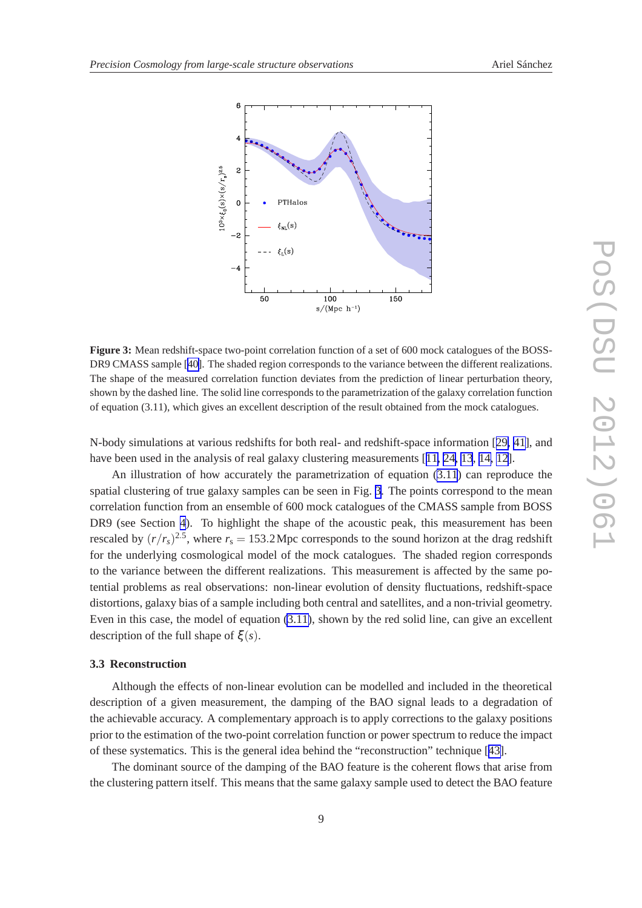**Figure 3:** Mean redshift-space two-point correlation function of a set of 600 mock catalogues of the BOSS-DR9 CMASS sample [40]. The shaded region corresponds to the variance between the different realizations. The shape of the measured correlation function deviates from the prediction of linear perturbation theory, shown by the dashed line. The solid line corresponds to the parametrization of the galaxy correlation function of equation (3.11), which gives an excellent description of the result obtained from the mock catalogues.

N-body simulations at various redshifts for both real- and redshift-space information [29, 41], and have been used in the analysis of real galaxy clustering measurements [11, 24, 13, 14, 12].

An illustration of how accurately the parametrization of equation (3.11) can reproduce the spatial clustering of true galaxy samples can be seen in Fig. 3. The points correspond to the mean correlation function from an ensemble of 600 mock catalogues of the CMASS sample from BOSS DR9 (see Section 4). To highlight the shape of the acoustic peak, this measurement has been rescaled by $(r/r_s)^{2.5}$, where $r_s = 153.2\,$Mpc corresponds to the sound horizon at the drag redshift for the underlying cosmological model of the mock catalogues. The shaded region corresponds to the variance between the different realizations. This measurement is affected by the same potential problems as real observations: non-linear evolution of density fluctuations, redshift-space distortions, galaxy bias of a sample including both central and satellites, and a non-trivial geometry. Even in this case, the model of equation (3.11), shown by the red solid line, can give an excellent description of the full shape of $\xi(s)$.

### 3.3 Reconstruction

Although the effects of non-linear evolution can be modelled and included in the theoretical description of a given measurement, the damping of the BAO signal leads to a degradation of the achievable accuracy. A complementary approach is to apply corrections to the galaxy positions prior to the estimation of the two-point correlation function or power spectrum to reduce the impact of these systematics. This is the general idea behind the "reconstruction" technique [43].

The dominant source of the damping of the BAO feature is the coherent flows that arise from the clustering pattern itself. This means that the same galaxy sample used to detect the BAO feature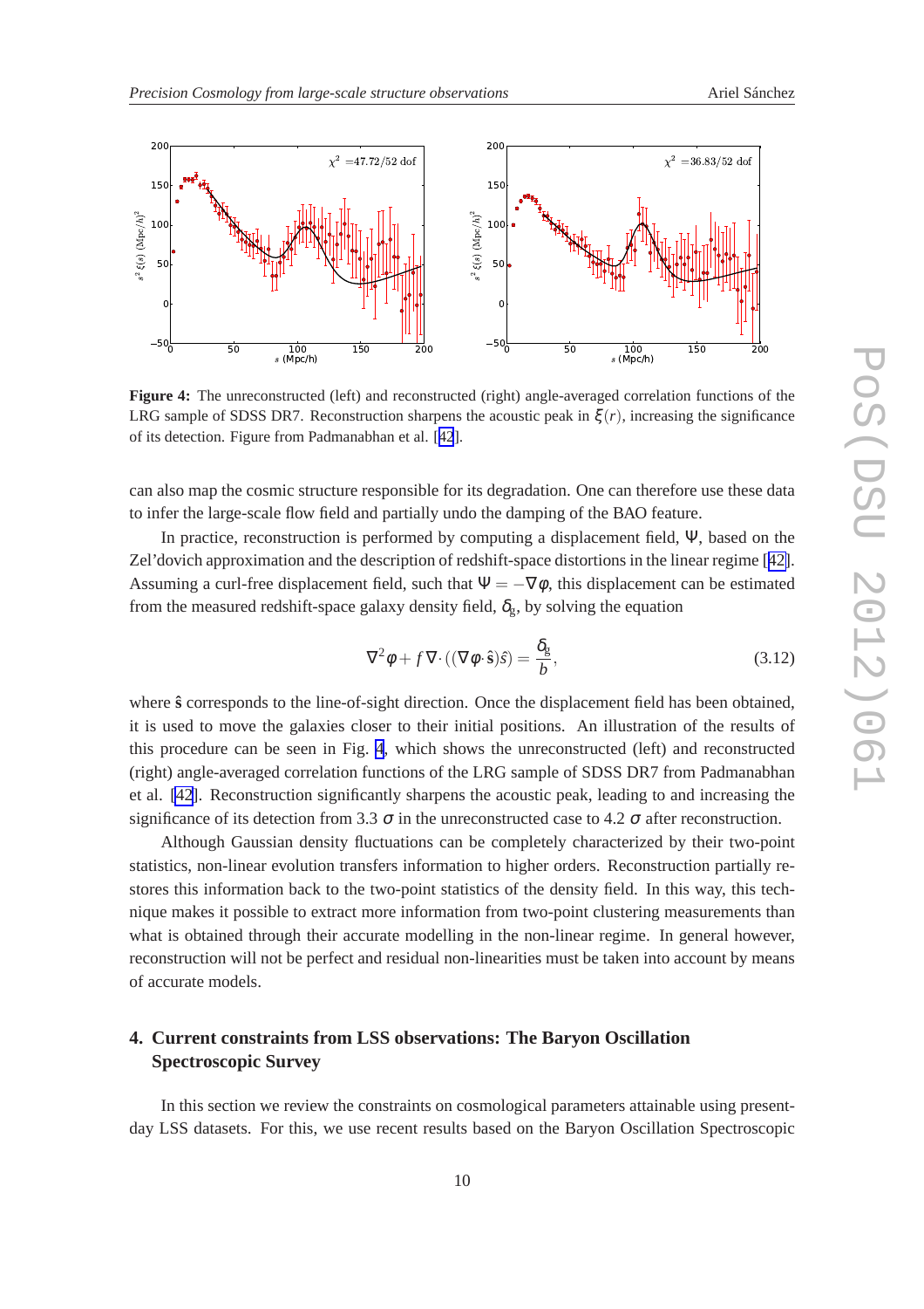**Figure 4:** The unreconstructed (left) and reconstructed (right) angle-averaged correlation functions of the LRG sample of SDSS DR7. Reconstruction sharpens the acoustic peak in $\xi(r)$, increasing the significance of its detection. Figure from Padmanabhan et al. [42].

can also map the cosmic structure responsible for its degradation. One can therefore use these data to infer the large-scale flow field and partially undo the damping of the BAO feature.

In practice, reconstruction is performed by computing a displacement field, $\Psi$, based on the Zel'dovich approximation and the description of redshift-space distortions in the linear regime [42]. Assuming a curl-free displacement field, such that $\Psi = -\nabla\phi$, this displacement can be estimated from the measured redshift-space galaxy density field, $\delta_g$, by solving the equation

$$\nabla^2\phi + f\,\nabla\cdot((\nabla\phi\cdot\hat{\mathbf{s}})\hat{s}) = \frac{\delta_g}{b}, \tag{3.12}$$

where $\hat{\mathbf{s}}$ corresponds to the line-of-sight direction. Once the displacement field has been obtained, it is used to move the galaxies closer to their initial positions. An illustration of the results of this procedure can be seen in Fig. 4, which shows the unreconstructed (left) and reconstructed (right) angle-averaged correlation functions of the LRG sample of SDSS DR7 from Padmanabhan et al. [42]. Reconstruction significantly sharpens the acoustic peak, leading to and increasing the significance of its detection from 3.3 $\sigma$ in the unreconstructed case to 4.2 $\sigma$ after reconstruction.

Although Gaussian density fluctuations can be completely characterized by their two-point statistics, non-linear evolution transfers information to higher orders. Reconstruction partially restores this information back to the two-point statistics of the density field. In this way, this technique makes it possible to extract more information from two-point clustering measurements than what is obtained through their accurate modelling in the non-linear regime. In general however, reconstruction will not be perfect and residual non-linearities must be taken into account by means of accurate models.

## 4. Current constraints from LSS observations: The Baryon Oscillation Spectroscopic Survey

In this section we review the constraints on cosmological parameters attainable using present-day LSS datasets. For this, we use recent results based on the Baryon Oscillation Spectroscopic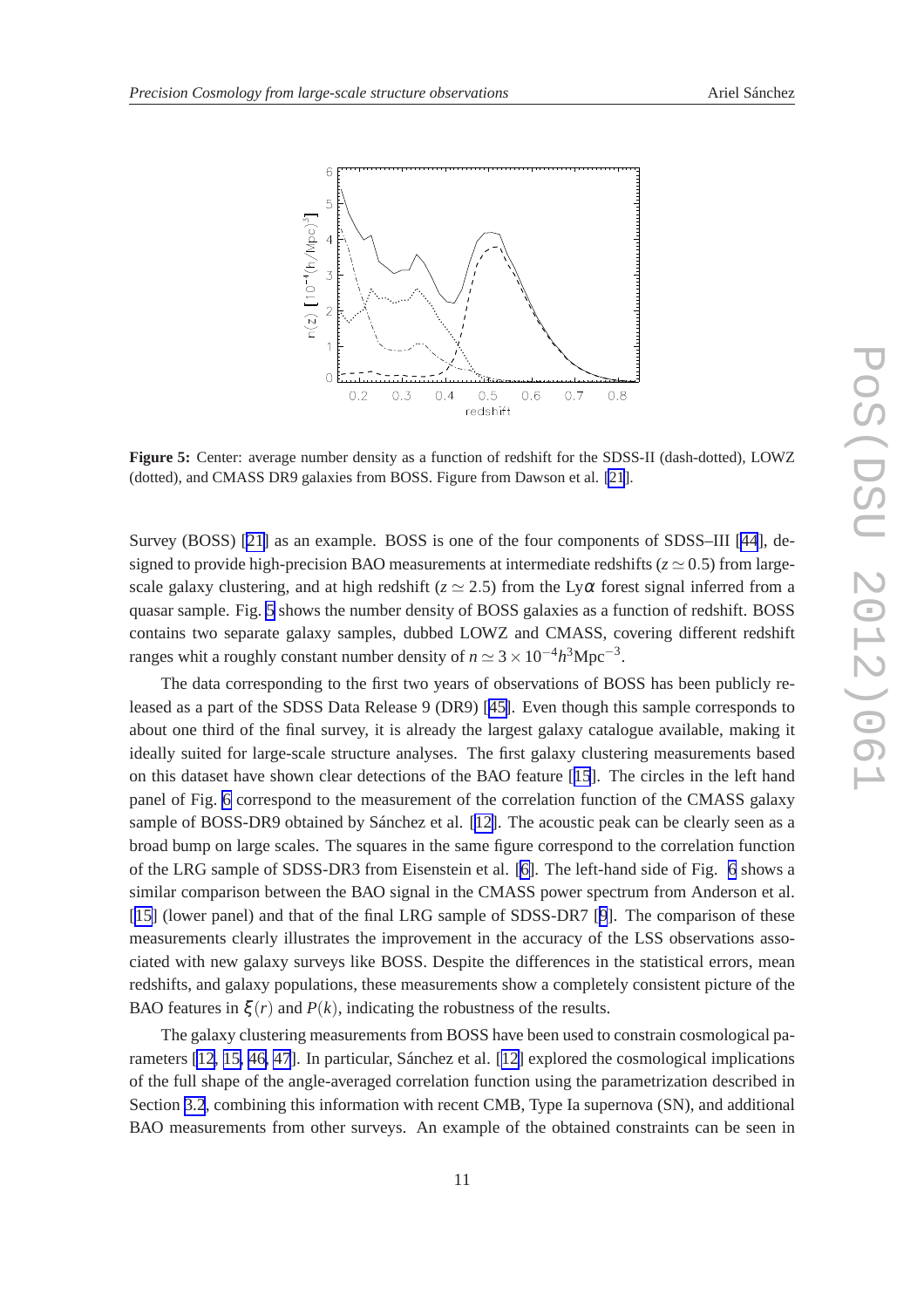**Figure 5:** Center: average number density as a function of redshift for the SDSS-II (dash-dotted), LOWZ (dotted), and CMASS DR9 galaxies from BOSS. Figure from Dawson et al. [21].

Survey (BOSS) [21] as an example. BOSS is one of the four components of SDSS–III [44], designed to provide high-precision BAO measurements at intermediate redshifts ($z \simeq 0.5$) from large-scale galaxy clustering, and at high redshift ($z \simeq 2.5$) from the Ly$\alpha$ forest signal inferred from a quasar sample. Fig. 5 shows the number density of BOSS galaxies as a function of redshift. BOSS contains two separate galaxy samples, dubbed LOWZ and CMASS, covering different redshift ranges whit a roughly constant number density of $n \simeq 3 \times 10^{-4} h^3 \mathrm{Mpc}^{-3}$.

The data corresponding to the first two years of observations of BOSS has been publicly released as a part of the SDSS Data Release 9 (DR9) [45]. Even though this sample corresponds to about one third of the final survey, it is already the largest galaxy catalogue available, making it ideally suited for large-scale structure analyses. The first galaxy clustering measurements based on this dataset have shown clear detections of the BAO feature [15]. The circles in the left hand panel of Fig. 6 correspond to the measurement of the correlation function of the CMASS galaxy sample of BOSS-DR9 obtained by Sánchez et al. [12]. The acoustic peak can be clearly seen as a broad bump on large scales. The squares in the same figure correspond to the correlation function of the LRG sample of SDSS-DR3 from Eisenstein et al. [6]. The left-hand side of Fig. 6 shows a similar comparison between the BAO signal in the CMASS power spectrum from Anderson et al. [15] (lower panel) and that of the final LRG sample of SDSS-DR7 [9]. The comparison of these measurements clearly illustrates the improvement in the accuracy of the LSS observations associated with new galaxy surveys like BOSS. Despite the differences in the statistical errors, mean redshifts, and galaxy populations, these measurements show a completely consistent picture of the BAO features in $\xi(r)$ and $P(k)$, indicating the robustness of the results.

The galaxy clustering measurements from BOSS have been used to constrain cosmological parameters [12, 15, 46, 47]. In particular, Sánchez et al. [12] explored the cosmological implications of the full shape of the angle-averaged correlation function using the parametrization described in Section 3.2, combining this information with recent CMB, Type Ia supernova (SN), and additional BAO measurements from other surveys. An example of the obtained constraints can be seen in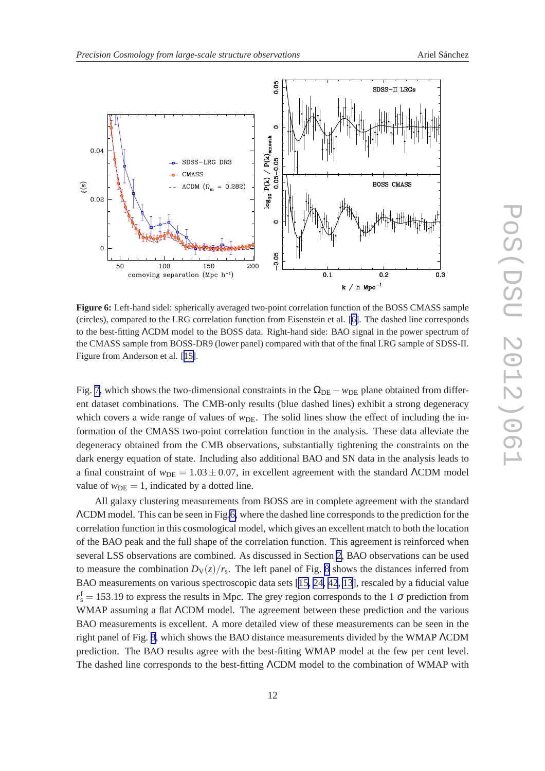**Figure 6:** Left-hand sidel: spherically averaged two-point correlation function of the BOSS CMASS sample (circles), compared to the LRG correlation function from Eisenstein et al. [6]. The dashed line corresponds to the best-fitting ΛCDM model to the BOSS data. Right-hand side: BAO signal in the power spectrum of the CMASS sample from BOSS-DR9 (lower panel) compared with that of the final LRG sample of SDSS-II. Figure from Anderson et al. [15].

Fig. 7, which shows the two-dimensional constraints in the $\Omega_{\rm DE} - w_{\rm DE}$ plane obtained from different dataset combinations. The CMB-only results (blue dashed lines) exhibit a strong degeneracy which covers a wide range of values of $w_{\rm DE}$. The solid lines show the effect of including the information of the CMASS two-point correlation function in the analysis. These data alleviate the degeneracy obtained from the CMB observations, substantially tightening the constraints on the dark energy equation of state. Including also additional BAO and SN data in the analysis leads to a final constraint of $w_{\rm DE} = 1.03 \pm 0.07$, in excellent agreement with the standard ΛCDM model value of $w_{\rm DE} = 1$, indicated by a dotted line.

All galaxy clustering measurements from BOSS are in complete agreement with the standard ΛCDM model. This can be seen in Fig.6, where the dashed line corresponds to the prediction for the correlation function in this cosmological model, which gives an excellent match to both the location of the BAO peak and the full shape of the correlation function. This agreement is reinforced when several LSS observations are combined. As discussed in Section 2, BAO observations can be used to measure the combination $D_{\rm V}(z)/r_{\rm s}$. The left panel of Fig. 8 shows the distances inferred from BAO measurements on various spectroscopic data sets [15, 24, 42, 13], rescaled by a fiducial value $r_{\rm s}^{\rm f} = 153.19$ to express the results in Mpc. The grey region corresponds to the 1 $\sigma$ prediction from WMAP assuming a flat ΛCDM model. The agreement between these prediction and the various BAO measurements is excellent. A more detailed view of these measurements can be seen in the right panel of Fig. 8, which shows the BAO distance measurements divided by the WMAP ΛCDM prediction. The BAO results agree with the best-fitting WMAP model at the few per cent level. The dashed line corresponds to the best-fitting ΛCDM model to the combination of WMAP with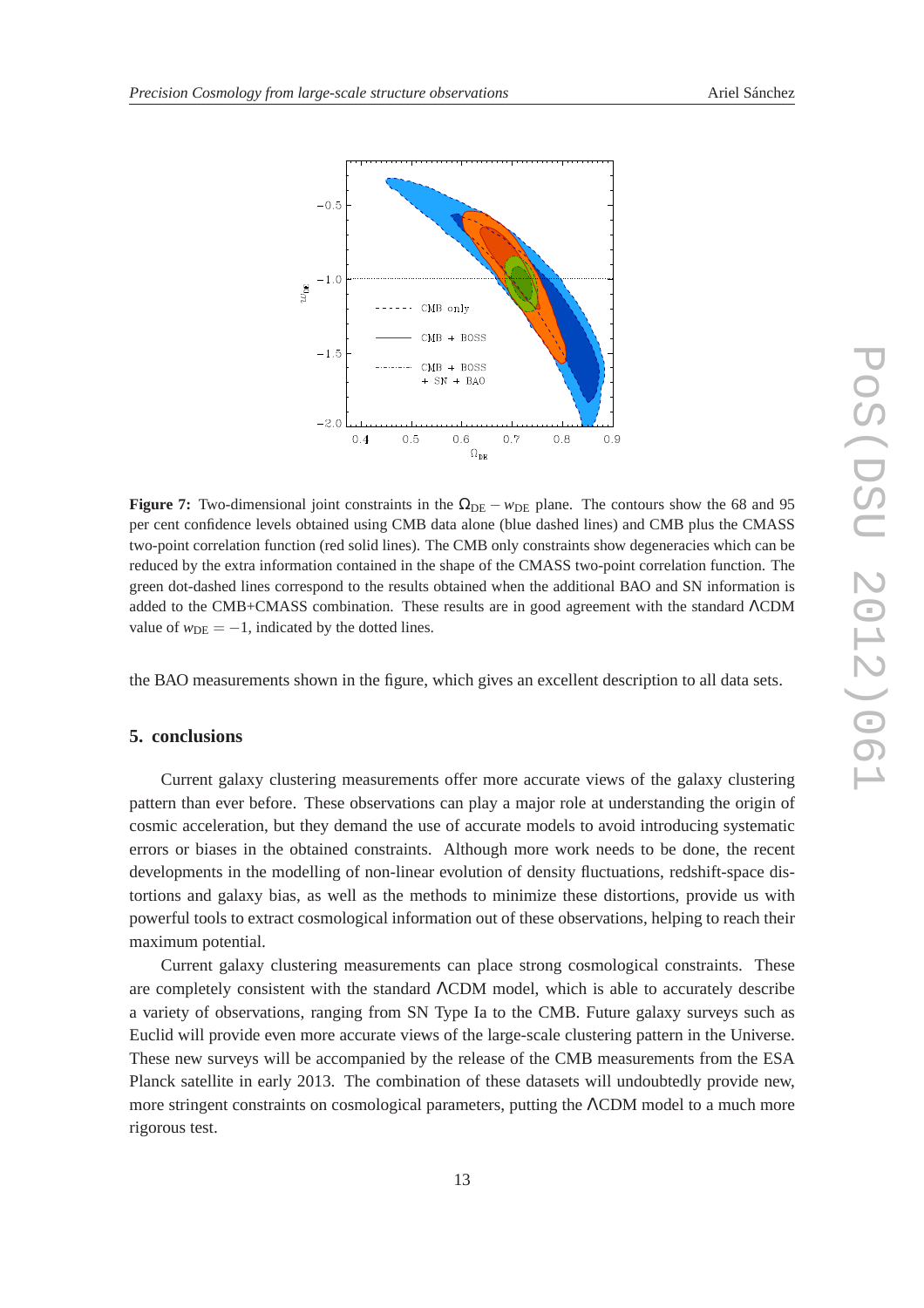**Figure 7:** Two-dimensional joint constraints in the $\Omega_{\rm DE} - w_{\rm DE}$ plane. The contours show the 68 and 95 per cent confidence levels obtained using CMB data alone (blue dashed lines) and CMB plus the CMASS two-point correlation function (red solid lines). The CMB only constraints show degeneracies which can be reduced by the extra information contained in the shape of the CMASS two-point correlation function. The green dot-dashed lines correspond to the results obtained when the additional BAO and SN information is added to the CMB+CMASS combination. These results are in good agreement with the standard ΛCDM value of $w_{\rm DE} = -1$, indicated by the dotted lines.

the BAO measurements shown in the figure, which gives an excellent description to all data sets.

## 5. conclusions

Current galaxy clustering measurements offer more accurate views of the galaxy clustering pattern than ever before. These observations can play a major role at understanding the origin of cosmic acceleration, but they demand the use of accurate models to avoid introducing systematic errors or biases in the obtained constraints. Although more work needs to be done, the recent developments in the modelling of non-linear evolution of density fluctuations, redshift-space distortions and galaxy bias, as well as the methods to minimize these distortions, provide us with powerful tools to extract cosmological information out of these observations, helping to reach their maximum potential.

Current galaxy clustering measurements can place strong cosmological constraints. These are completely consistent with the standard ΛCDM model, which is able to accurately describe a variety of observations, ranging from SN Type Ia to the CMB. Future galaxy surveys such as Euclid will provide even more accurate views of the large-scale clustering pattern in the Universe. These new surveys will be accompanied by the release of the CMB measurements from the ESA Planck satellite in early 2013. The combination of these datasets will undoubtedly provide new, more stringent constraints on cosmological parameters, putting the ΛCDM model to a much more rigorous test.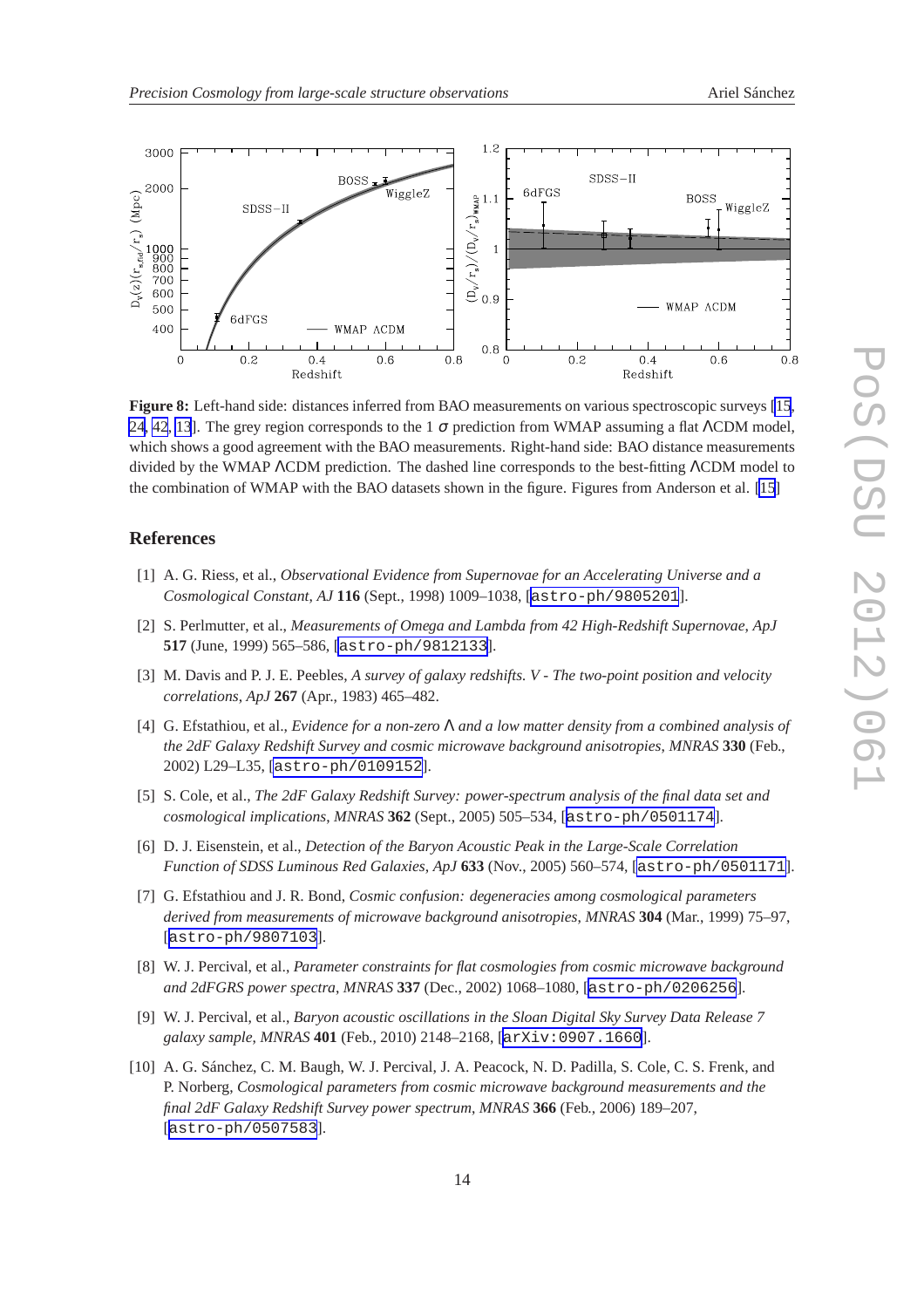**Figure 8:** Left-hand side: distances inferred from BAO measurements on various spectroscopic surveys [15, 24, 42, 13]. The grey region corresponds to the 1 $\sigma$ prediction from WMAP assuming a flat $\Lambda$CDM model, which shows a good agreement with the BAO measurements. Right-hand side: BAO distance measurements divided by the WMAP $\Lambda$CDM prediction. The dashed line corresponds to the best-fitting $\Lambda$CDM model to the combination of WMAP with the BAO datasets shown in the figure. Figures from Anderson et al. [15]

## References

[1] A. G. Riess, et al., *Observational Evidence from Supernovae for an Accelerating Universe and a Cosmological Constant*, *AJ* **116** (Sept., 1998) 1009–1038, [astro-ph/9805201].

[2] S. Perlmutter, et al., *Measurements of Omega and Lambda from 42 High-Redshift Supernovae*, *ApJ* **517** (June, 1999) 565–586, [astro-ph/9812133].

[3] M. Davis and P. J. E. Peebles, *A survey of galaxy redshifts. V - The two-point position and velocity correlations*, *ApJ* **267** (Apr., 1983) 465–482.

[4] G. Efstathiou, et al., *Evidence for a non-zero $\Lambda$ and a low matter density from a combined analysis of the 2dF Galaxy Redshift Survey and cosmic microwave background anisotropies*, *MNRAS* **330** (Feb., 2002) L29–L35, [astro-ph/0109152].

[5] S. Cole, et al., *The 2dF Galaxy Redshift Survey: power-spectrum analysis of the final data set and cosmological implications*, *MNRAS* **362** (Sept., 2005) 505–534, [astro-ph/0501174].

[6] D. J. Eisenstein, et al., *Detection of the Baryon Acoustic Peak in the Large-Scale Correlation Function of SDSS Luminous Red Galaxies*, *ApJ* **633** (Nov., 2005) 560–574, [astro-ph/0501171].

[7] G. Efstathiou and J. R. Bond, *Cosmic confusion: degeneracies among cosmological parameters derived from measurements of microwave background anisotropies*, *MNRAS* **304** (Mar., 1999) 75–97, [astro-ph/9807103].

[8] W. J. Percival, et al., *Parameter constraints for flat cosmologies from cosmic microwave background and 2dFGRS power spectra*, *MNRAS* **337** (Dec., 2002) 1068–1080, [astro-ph/0206256].

[9] W. J. Percival, et al., *Baryon acoustic oscillations in the Sloan Digital Sky Survey Data Release 7 galaxy sample*, *MNRAS* **401** (Feb., 2010) 2148–2168, [arXiv:0907.1660].

[10] A. G. Sánchez, C. M. Baugh, W. J. Percival, J. A. Peacock, N. D. Padilla, S. Cole, C. S. Frenk, and P. Norberg, *Cosmological parameters from cosmic microwave background measurements and the final 2dF Galaxy Redshift Survey power spectrum*, *MNRAS* **366** (Feb., 2006) 189–207, [astro-ph/0507583].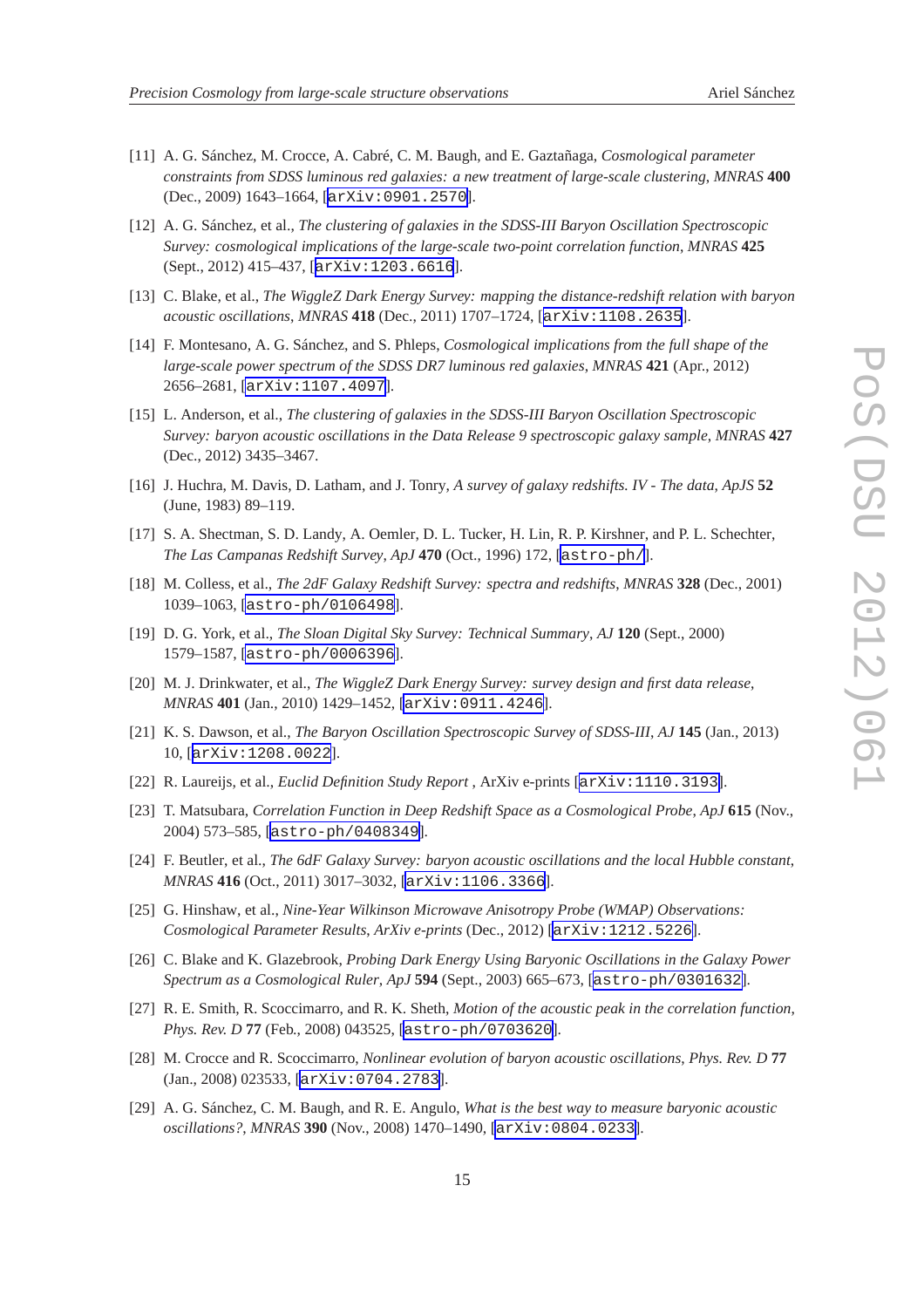[11] A. G. Sánchez, M. Crocce, A. Cabré, C. M. Baugh, and E. Gaztañaga, *Cosmological parameter constraints from SDSS luminous red galaxies: a new treatment of large-scale clustering*, *MNRAS* **400** (Dec., 2009) 1643–1664, [arXiv:0901.2570].

[12] A. G. Sánchez, et al., *The clustering of galaxies in the SDSS-III Baryon Oscillation Spectroscopic Survey: cosmological implications of the large-scale two-point correlation function*, *MNRAS* **425** (Sept., 2012) 415–437, [arXiv:1203.6616].

[13] C. Blake, et al., *The WiggleZ Dark Energy Survey: mapping the distance-redshift relation with baryon acoustic oscillations*, *MNRAS* **418** (Dec., 2011) 1707–1724, [arXiv:1108.2635].

[14] F. Montesano, A. G. Sánchez, and S. Phleps, *Cosmological implications from the full shape of the large-scale power spectrum of the SDSS DR7 luminous red galaxies*, *MNRAS* **421** (Apr., 2012) 2656–2681, [arXiv:1107.4097].

[15] L. Anderson, et al., *The clustering of galaxies in the SDSS-III Baryon Oscillation Spectroscopic Survey: baryon acoustic oscillations in the Data Release 9 spectroscopic galaxy sample*, *MNRAS* **427** (Dec., 2012) 3435–3467.

[16] J. Huchra, M. Davis, D. Latham, and J. Tonry, *A survey of galaxy redshifts. IV - The data*, *ApJS* **52** (June, 1983) 89–119.

[17] S. A. Shectman, S. D. Landy, A. Oemler, D. L. Tucker, H. Lin, R. P. Kirshner, and P. L. Schechter, *The Las Campanas Redshift Survey*, *ApJ* **470** (Oct., 1996) 172, [astro-ph/].

[18] M. Colless, et al., *The 2dF Galaxy Redshift Survey: spectra and redshifts*, *MNRAS* **328** (Dec., 2001) 1039–1063, [astro-ph/0106498].

[19] D. G. York, et al., *The Sloan Digital Sky Survey: Technical Summary*, *AJ* **120** (Sept., 2000) 1579–1587, [astro-ph/0006396].

[20] M. J. Drinkwater, et al., *The WiggleZ Dark Energy Survey: survey design and first data release*, *MNRAS* **401** (Jan., 2010) 1429–1452, [arXiv:0911.4246].

[21] K. S. Dawson, et al., *The Baryon Oscillation Spectroscopic Survey of SDSS-III*, *AJ* **145** (Jan., 2013) 10, [arXiv:1208.0022].

[22] R. Laureijs, et al., *Euclid Definition Study Report* , ArXiv e-prints [arXiv:1110.3193].

[23] T. Matsubara, *Correlation Function in Deep Redshift Space as a Cosmological Probe*, *ApJ* **615** (Nov., 2004) 573–585, [astro-ph/0408349].

[24] F. Beutler, et al., *The 6dF Galaxy Survey: baryon acoustic oscillations and the local Hubble constant*, *MNRAS* **416** (Oct., 2011) 3017–3032, [arXiv:1106.3366].

[25] G. Hinshaw, et al., *Nine-Year Wilkinson Microwave Anisotropy Probe (WMAP) Observations: Cosmological Parameter Results*, *ArXiv e-prints* (Dec., 2012) [arXiv:1212.5226].

[26] C. Blake and K. Glazebrook, *Probing Dark Energy Using Baryonic Oscillations in the Galaxy Power Spectrum as a Cosmological Ruler*, *ApJ* **594** (Sept., 2003) 665–673, [astro-ph/0301632].

[27] R. E. Smith, R. Scoccimarro, and R. K. Sheth, *Motion of the acoustic peak in the correlation function*, *Phys. Rev. D* **77** (Feb., 2008) 043525, [astro-ph/0703620].

[28] M. Crocce and R. Scoccimarro, *Nonlinear evolution of baryon acoustic oscillations*, *Phys. Rev. D* **77** (Jan., 2008) 023533, [arXiv:0704.2783].

[29] A. G. Sánchez, C. M. Baugh, and R. E. Angulo, *What is the best way to measure baryonic acoustic oscillations?*, *MNRAS* **390** (Nov., 2008) 1470–1490, [arXiv:0804.0233].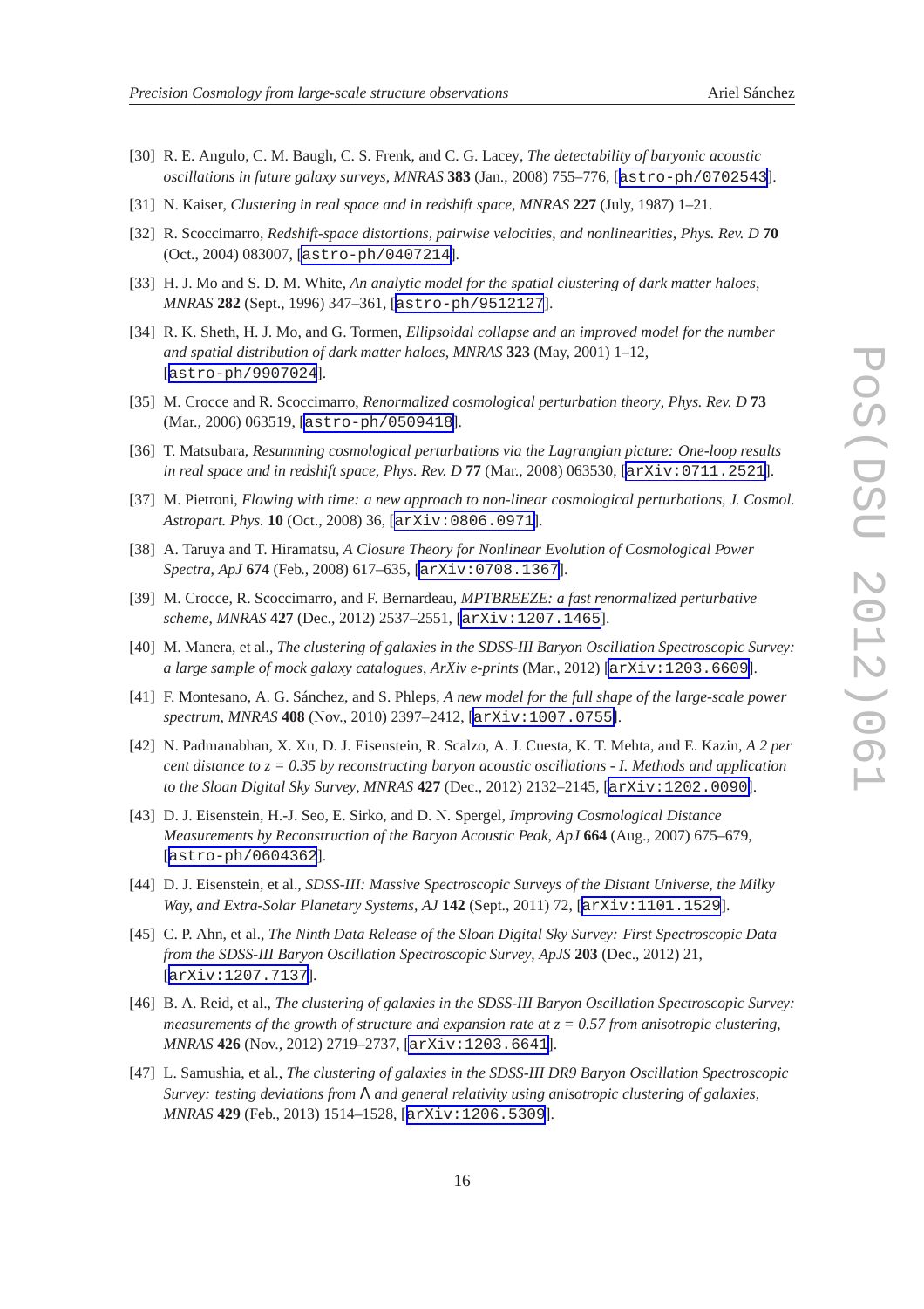[30] R. E. Angulo, C. M. Baugh, C. S. Frenk, and C. G. Lacey, *The detectability of baryonic acoustic oscillations in future galaxy surveys*, *MNRAS* **383** (Jan., 2008) 755–776, [astro-ph/0702543].

[31] N. Kaiser, *Clustering in real space and in redshift space*, *MNRAS* **227** (July, 1987) 1–21.

[32] R. Scoccimarro, *Redshift-space distortions, pairwise velocities, and nonlinearities*, *Phys. Rev. D* **70** (Oct., 2004) 083007, [astro-ph/0407214].

[33] H. J. Mo and S. D. M. White, *An analytic model for the spatial clustering of dark matter haloes*, *MNRAS* **282** (Sept., 1996) 347–361, [astro-ph/9512127].

[34] R. K. Sheth, H. J. Mo, and G. Tormen, *Ellipsoidal collapse and an improved model for the number and spatial distribution of dark matter haloes*, *MNRAS* **323** (May, 2001) 1–12, [astro-ph/9907024].

[35] M. Crocce and R. Scoccimarro, *Renormalized cosmological perturbation theory*, *Phys. Rev. D* **73** (Mar., 2006) 063519, [astro-ph/0509418].

[36] T. Matsubara, *Resumming cosmological perturbations via the Lagrangian picture: One-loop results in real space and in redshift space*, *Phys. Rev. D* **77** (Mar., 2008) 063530, [arXiv:0711.2521].

[37] M. Pietroni, *Flowing with time: a new approach to non-linear cosmological perturbations*, *J. Cosmol. Astropart. Phys.* **10** (Oct., 2008) 36, [arXiv:0806.0971].

[38] A. Taruya and T. Hiramatsu, *A Closure Theory for Nonlinear Evolution of Cosmological Power Spectra*, *ApJ* **674** (Feb., 2008) 617–635, [arXiv:0708.1367].

[39] M. Crocce, R. Scoccimarro, and F. Bernardeau, *MPTBREEZE: a fast renormalized perturbative scheme*, *MNRAS* **427** (Dec., 2012) 2537–2551, [arXiv:1207.1465].

[40] M. Manera, et al., *The clustering of galaxies in the SDSS-III Baryon Oscillation Spectroscopic Survey: a large sample of mock galaxy catalogues*, *ArXiv e-prints* (Mar., 2012) [arXiv:1203.6609].

[41] F. Montesano, A. G. Sánchez, and S. Phleps, *A new model for the full shape of the large-scale power spectrum*, *MNRAS* **408** (Nov., 2010) 2397–2412, [arXiv:1007.0755].

[42] N. Padmanabhan, X. Xu, D. J. Eisenstein, R. Scalzo, A. J. Cuesta, K. T. Mehta, and E. Kazin, *A 2 per cent distance to z = 0.35 by reconstructing baryon acoustic oscillations - I. Methods and application to the Sloan Digital Sky Survey*, *MNRAS* **427** (Dec., 2012) 2132–2145, [arXiv:1202.0090].

[43] D. J. Eisenstein, H.-J. Seo, E. Sirko, and D. N. Spergel, *Improving Cosmological Distance Measurements by Reconstruction of the Baryon Acoustic Peak*, *ApJ* **664** (Aug., 2007) 675–679, [astro-ph/0604362].

[44] D. J. Eisenstein, et al., *SDSS-III: Massive Spectroscopic Surveys of the Distant Universe, the Milky Way, and Extra-Solar Planetary Systems*, *AJ* **142** (Sept., 2011) 72, [arXiv:1101.1529].

[45] C. P. Ahn, et al., *The Ninth Data Release of the Sloan Digital Sky Survey: First Spectroscopic Data from the SDSS-III Baryon Oscillation Spectroscopic Survey*, *ApJS* **203** (Dec., 2012) 21, [arXiv:1207.7137].

[46] B. A. Reid, et al., *The clustering of galaxies in the SDSS-III Baryon Oscillation Spectroscopic Survey: measurements of the growth of structure and expansion rate at z = 0.57 from anisotropic clustering*, *MNRAS* **426** (Nov., 2012) 2719–2737, [arXiv:1203.6641].

[47] L. Samushia, et al., *The clustering of galaxies in the SDSS-III DR9 Baryon Oscillation Spectroscopic Survey: testing deviations from Λ and general relativity using anisotropic clustering of galaxies*, *MNRAS* **429** (Feb., 2013) 1514–1528, [arXiv:1206.5309].